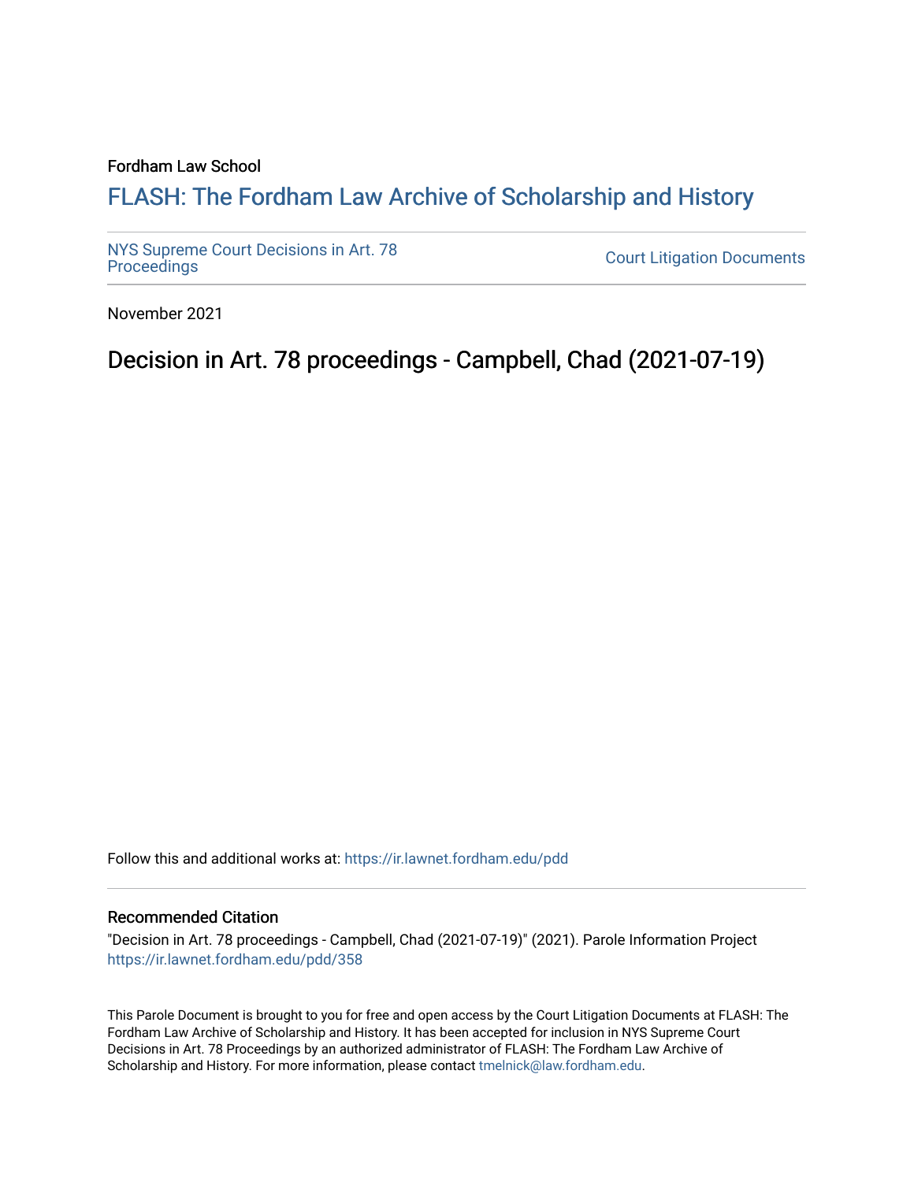Fordham Law School

# FLASH: The Fordham Law Archive of Scholarship and History

NYS Supreme Court Decisions in Art. 78 Proceedings

Court Litigation Documents

November 2021

## Decision in Art. 78 proceedings - Campbell, Chad (2021-07-19)

Follow this and additional works at: https://ir.lawnet.fordham.edu/pdd

### Recommended Citation

"Decision in Art. 78 proceedings - Campbell, Chad (2021-07-19)" (2021). Parole Information Project https://ir.lawnet.fordham.edu/pdd/358

This Parole Document is brought to you for free and open access by the Court Litigation Documents at FLASH: The Fordham Law Archive of Scholarship and History. It has been accepted for inclusion in NYS Supreme Court Decisions in Art. 78 Proceedings by an authorized administrator of FLASH: The Fordham Law Archive of Scholarship and History. For more information, please contact tmelnick@law.fordham.edu.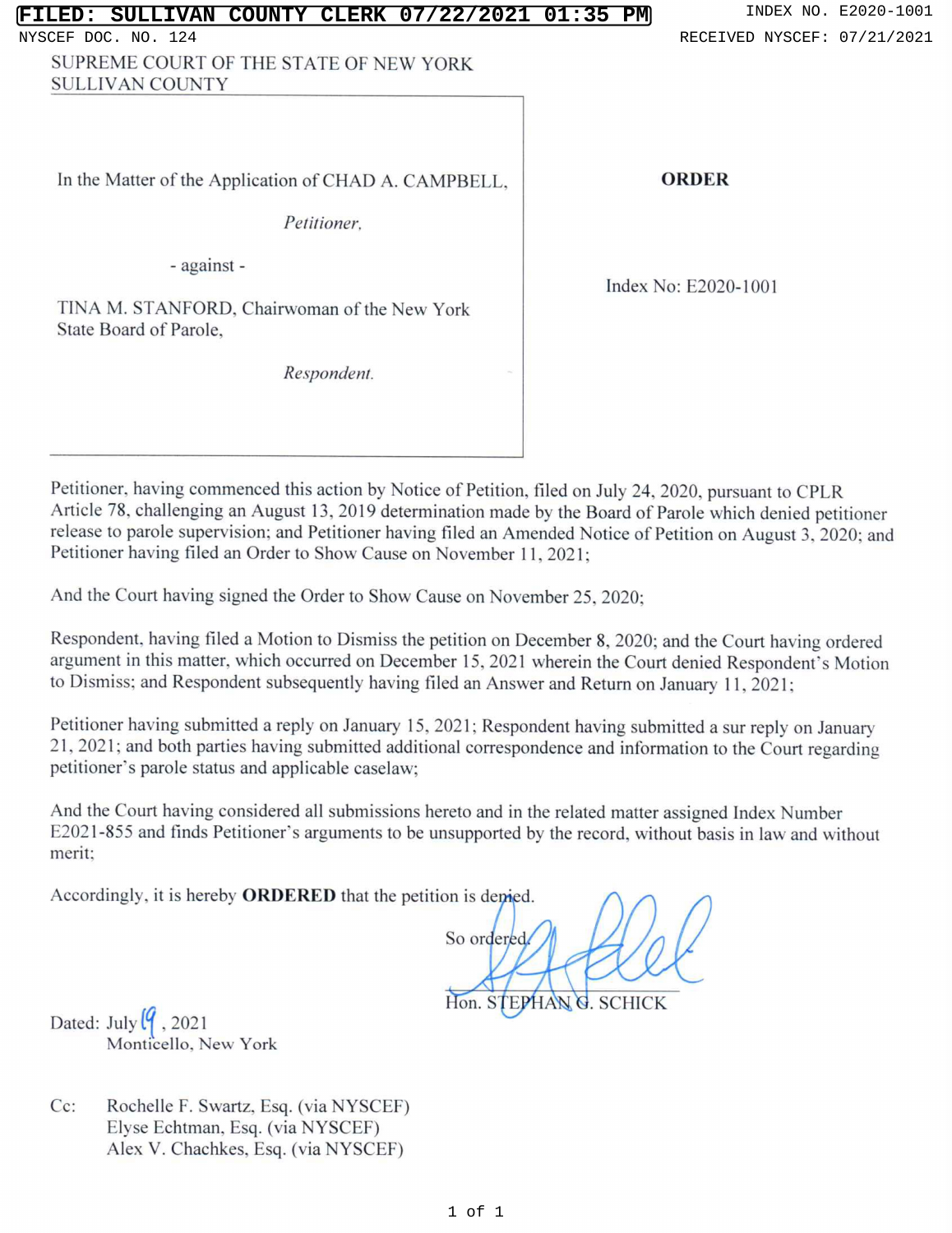FILED: SULLIVAN COUNTY CLERK 07/22/2021 01:35 PM INDEX NO. E2020-1001

NYSCEF DOC. NO. 124 RECEIVED NYSCEF: 07/21/2021

SUPREME COURT OF THE STATE OF NEW YORK
SULLIVAN COUNTY

In the Matter of the Application of CHAD A. CAMPBELL,

*Petitioner,*

- against -

TINA M. STANFORD, Chairwoman of the New York State Board of Parole,

*Respondent.*

**ORDER**

Index No: E2020-1001

Petitioner, having commenced this action by Notice of Petition, filed on July 24, 2020, pursuant to CPLR Article 78, challenging an August 13, 2019 determination made by the Board of Parole which denied petitioner release to parole supervision; and Petitioner having filed an Amended Notice of Petition on August 3, 2020; and Petitioner having filed an Order to Show Cause on November 11, 2021;

And the Court having signed the Order to Show Cause on November 25, 2020;

Respondent, having filed a Motion to Dismiss the petition on December 8, 2020; and the Court having ordered argument in this matter, which occurred on December 15, 2021 wherein the Court denied Respondent's Motion to Dismiss; and Respondent subsequently having filed an Answer and Return on January 11, 2021;

Petitioner having submitted a reply on January 15, 2021; Respondent having submitted a sur reply on January 21, 2021; and both parties having submitted additional correspondence and information to the Court regarding petitioner's parole status and applicable caselaw;

And the Court having considered all submissions hereto and in the related matter assigned Index Number E2021-855 and finds Petitioner's arguments to be unsupported by the record, without basis in law and without merit;

Accordingly, it is hereby **ORDERED** that the petition is denied.

So ordered.

Hon. STEPHAN G. SCHICK

Dated: July 19, 2021
Monticello, New York

Cc: Rochelle F. Swartz, Esq. (via NYSCEF)
Elyse Echtman, Esq. (via NYSCEF)
Alex V. Chachkes, Esq. (via NYSCEF)